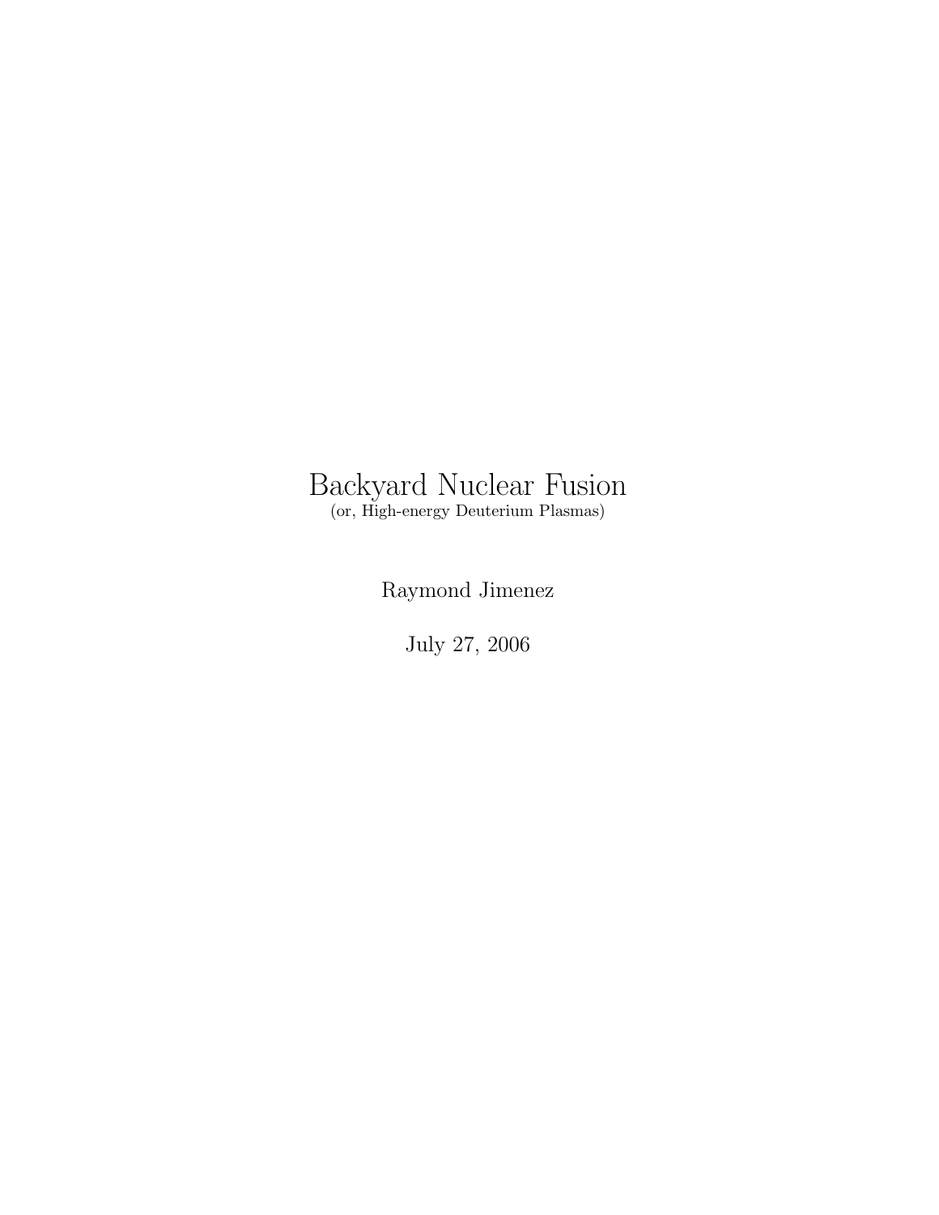# Backyard Nuclear Fusion

(or, High-energy Deuterium Plasmas)

Raymond Jimenez

July 27, 2006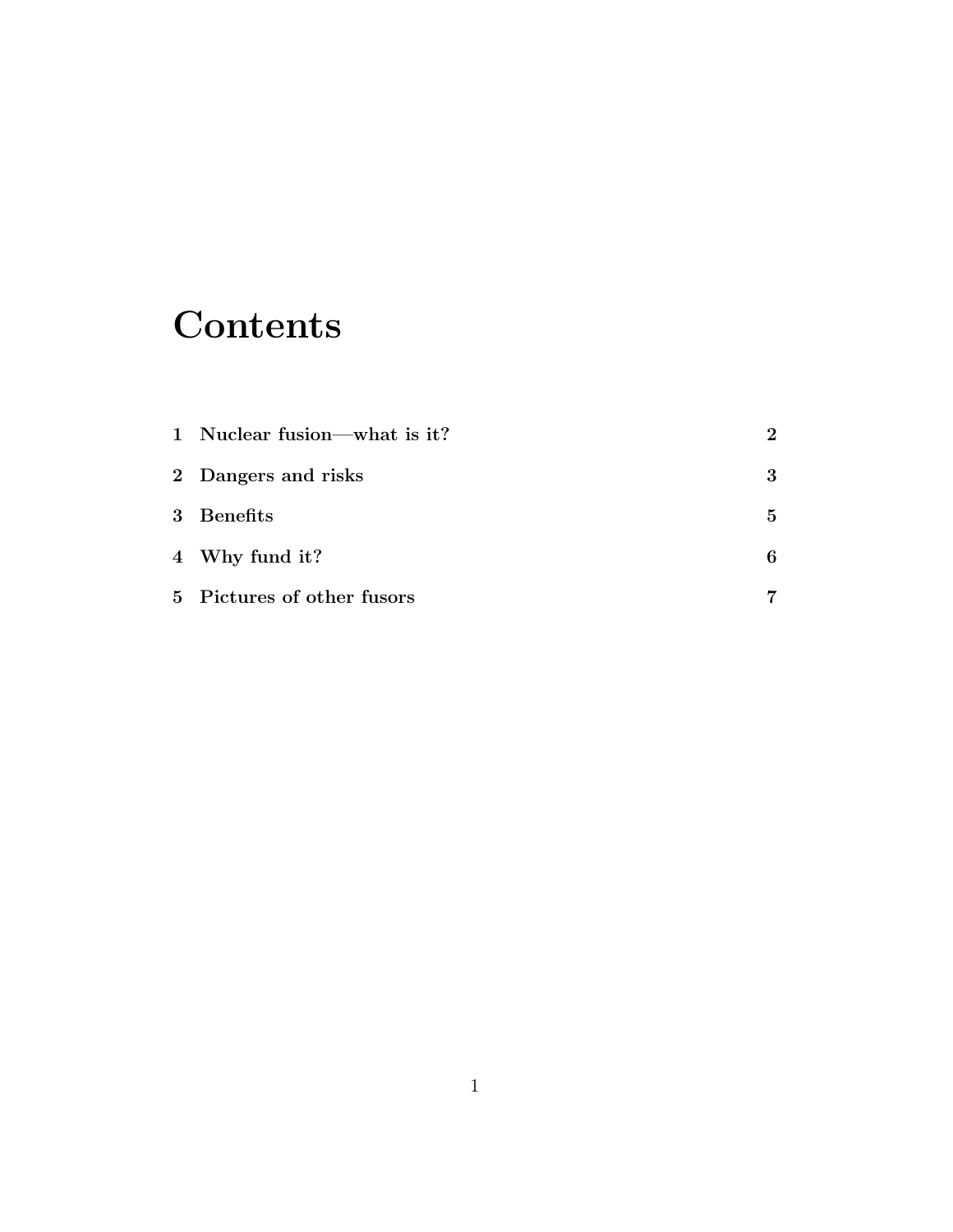# Contents

| | | |
|---|---|---|
| **1** | **Nuclear fusion—what is it?** | **2** |
| **2** | **Dangers and risks** | **3** |
| **3** | **Benefits** | **5** |
| **4** | **Why fund it?** | **6** |
| **5** | **Pictures of other fusors** | **7** |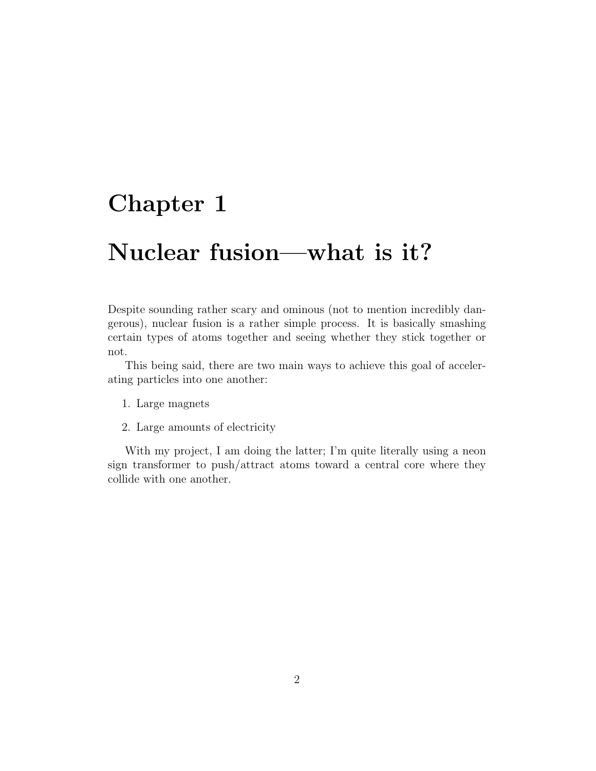# Chapter 1

# Nuclear fusion—what is it?

Despite sounding rather scary and ominous (not to mention incredibly dangerous), nuclear fusion is a rather simple process. It is basically smashing certain types of atoms together and seeing whether they stick together or not.

This being said, there are two main ways to achieve this goal of accelerating particles into one another:

1. Large magnets
2. Large amounts of electricity

With my project, I am doing the latter; I'm quite literally using a neon sign transformer to push/attract atoms toward a central core where they collide with one another.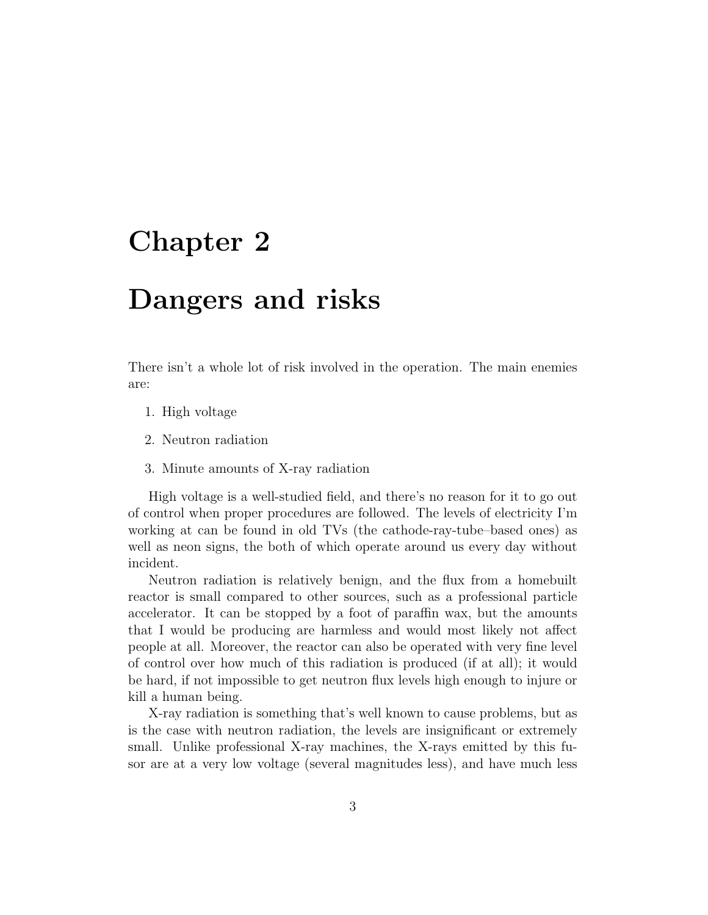# Chapter 2

# Dangers and risks

There isn't a whole lot of risk involved in the operation. The main enemies are:

1. High voltage
2. Neutron radiation
3. Minute amounts of X-ray radiation

High voltage is a well-studied field, and there's no reason for it to go out of control when proper procedures are followed. The levels of electricity I'm working at can be found in old TVs (the cathode-ray-tube–based ones) as well as neon signs, the both of which operate around us every day without incident.

Neutron radiation is relatively benign, and the flux from a homebuilt reactor is small compared to other sources, such as a professional particle accelerator. It can be stopped by a foot of paraffin wax, but the amounts that I would be producing are harmless and would most likely not affect people at all. Moreover, the reactor can also be operated with very fine level of control over how much of this radiation is produced (if at all); it would be hard, if not impossible to get neutron flux levels high enough to injure or kill a human being.

X-ray radiation is something that's well known to cause problems, but as is the case with neutron radiation, the levels are insignificant or extremely small. Unlike professional X-ray machines, the X-rays emitted by this fusor are at a very low voltage (several magnitudes less), and have much less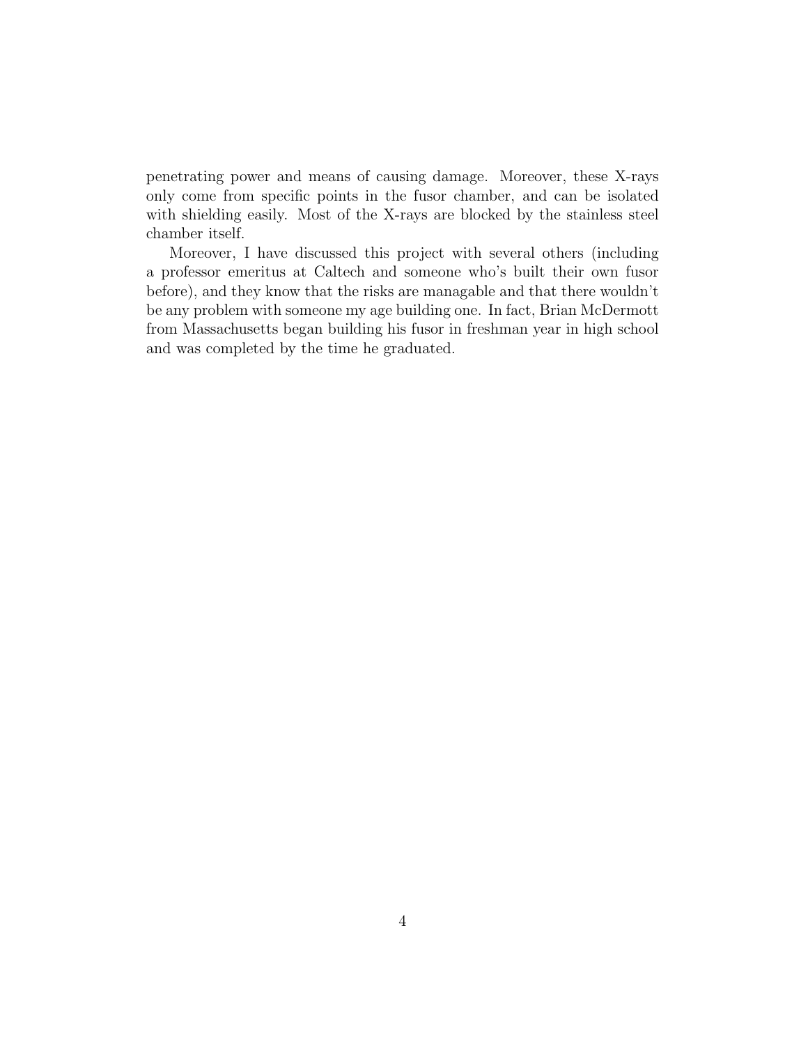penetrating power and means of causing damage. Moreover, these X-rays only come from specific points in the fusor chamber, and can be isolated with shielding easily. Most of the X-rays are blocked by the stainless steel chamber itself.

Moreover, I have discussed this project with several others (including a professor emeritus at Caltech and someone who's built their own fusor before), and they know that the risks are managable and that there wouldn't be any problem with someone my age building one. In fact, Brian McDermott from Massachusetts began building his fusor in freshman year in high school and was completed by the time he graduated.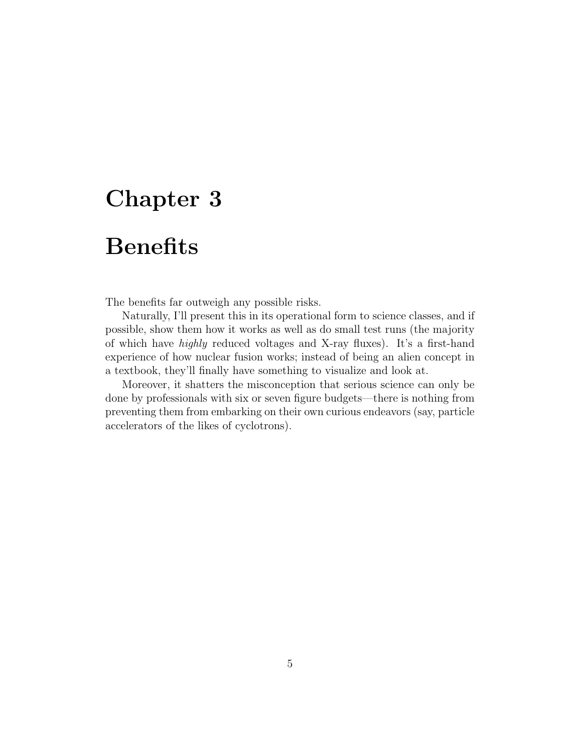# Chapter 3

# Benefits

The benefits far outweigh any possible risks.

Naturally, I'll present this in its operational form to science classes, and if possible, show them how it works as well as do small test runs (the majority of which have *highly* reduced voltages and X-ray fluxes). It's a first-hand experience of how nuclear fusion works; instead of being an alien concept in a textbook, they'll finally have something to visualize and look at.

Moreover, it shatters the misconception that serious science can only be done by professionals with six or seven figure budgets—there is nothing from preventing them from embarking on their own curious endeavors (say, particle accelerators of the likes of cyclotrons).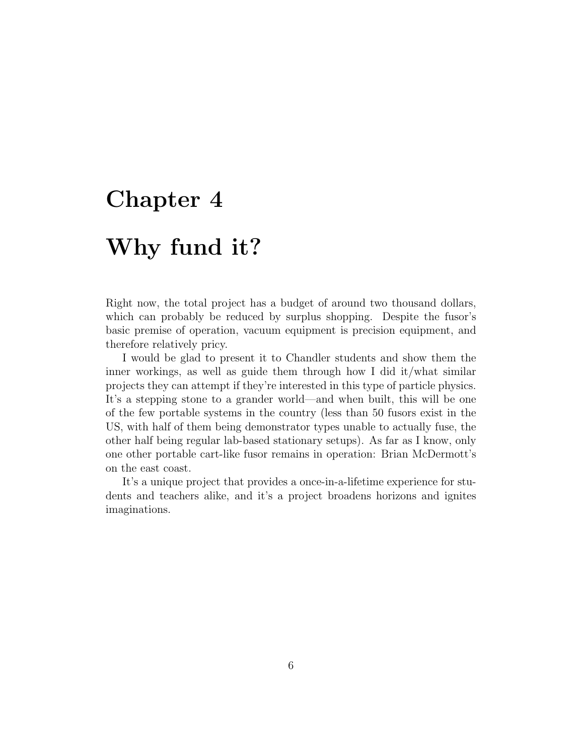# Chapter 4

# Why fund it?

Right now, the total project has a budget of around two thousand dollars, which can probably be reduced by surplus shopping. Despite the fusor's basic premise of operation, vacuum equipment is precision equipment, and therefore relatively pricy.

I would be glad to present it to Chandler students and show them the inner workings, as well as guide them through how I did it/what similar projects they can attempt if they're interested in this type of particle physics. It's a stepping stone to a grander world—and when built, this will be one of the few portable systems in the country (less than 50 fusors exist in the US, with half of them being demonstrator types unable to actually fuse, the other half being regular lab-based stationary setups). As far as I know, only one other portable cart-like fusor remains in operation: Brian McDermott's on the east coast.

It's a unique project that provides a once-in-a-lifetime experience for students and teachers alike, and it's a project broadens horizons and ignites imaginations.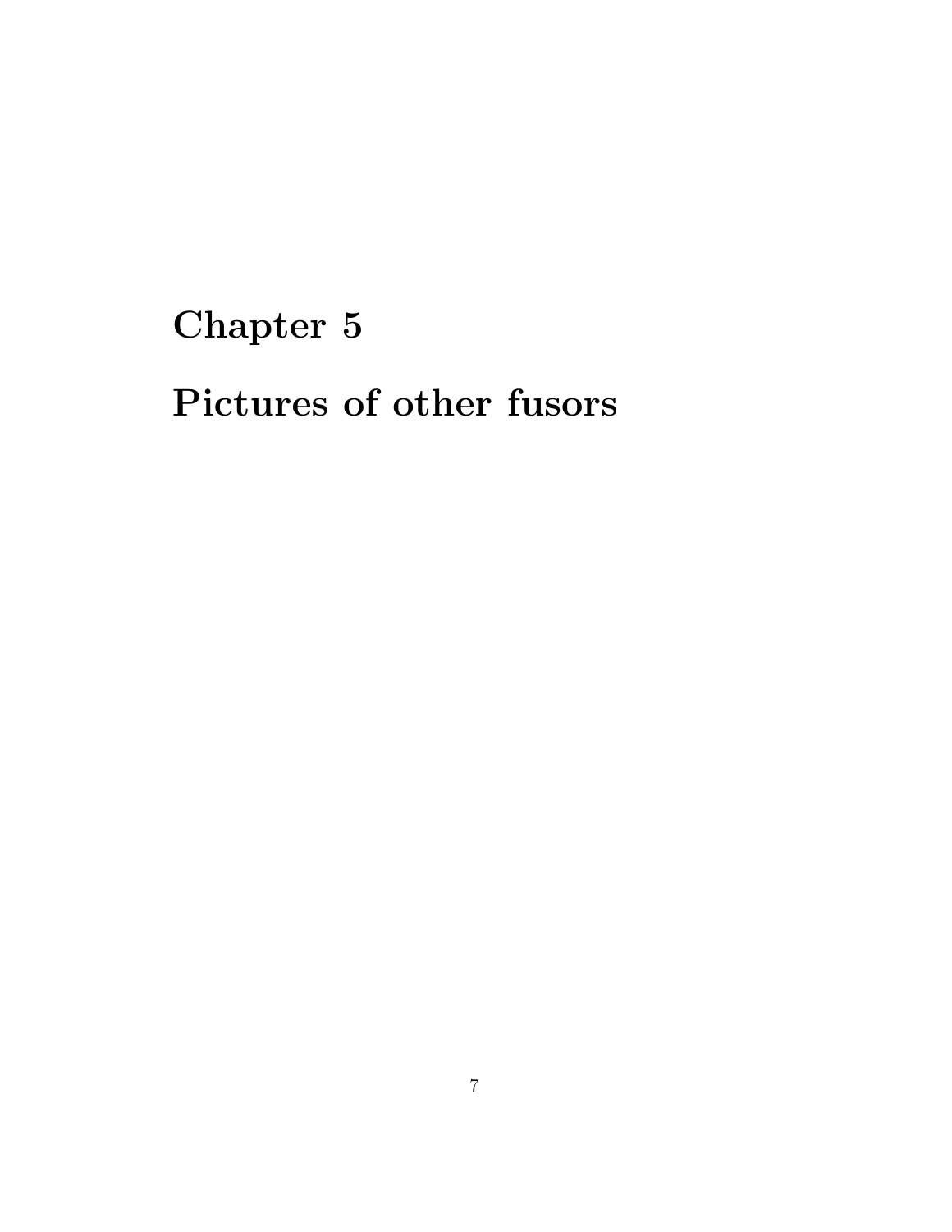# Chapter 5

# Pictures of other fusors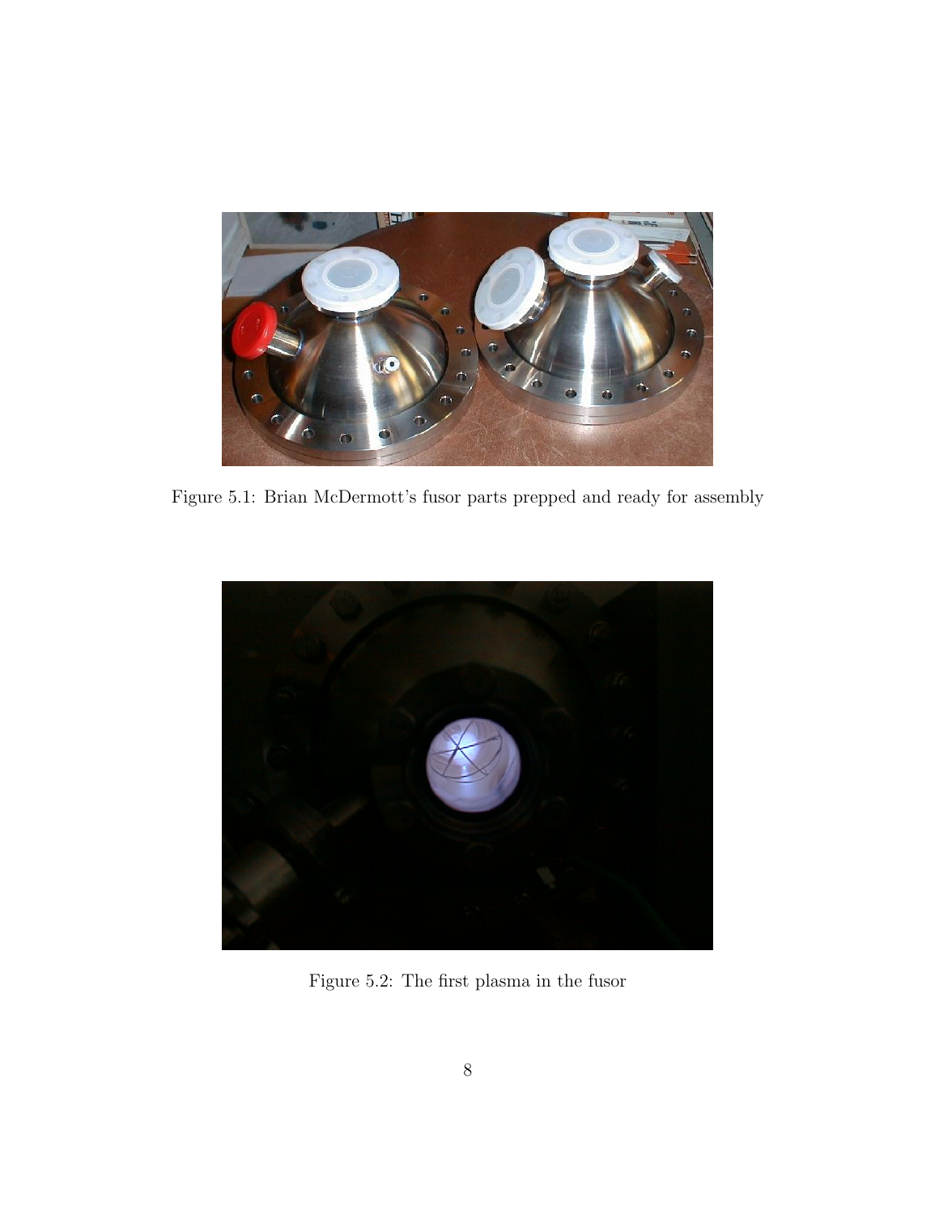Figure 5.1: Brian McDermott's fusor parts prepped and ready for assembly

Figure 5.2: The first plasma in the fusor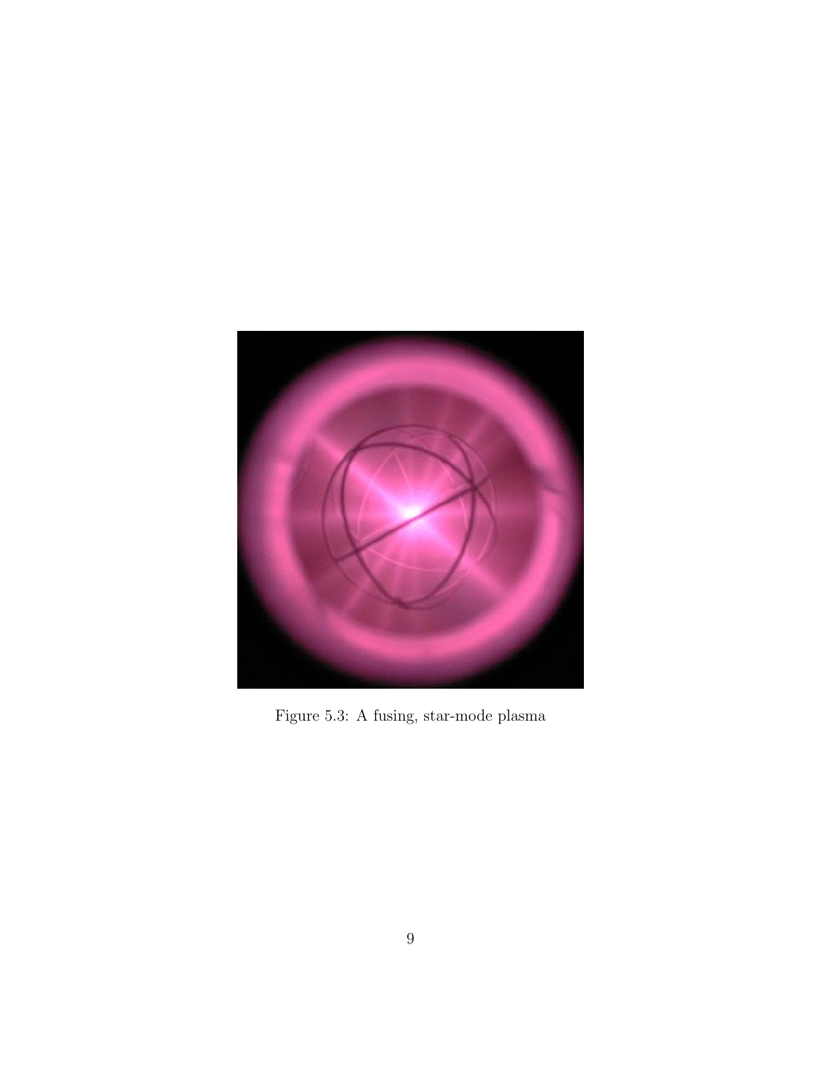Figure 5.3: A fusing, star-mode plasma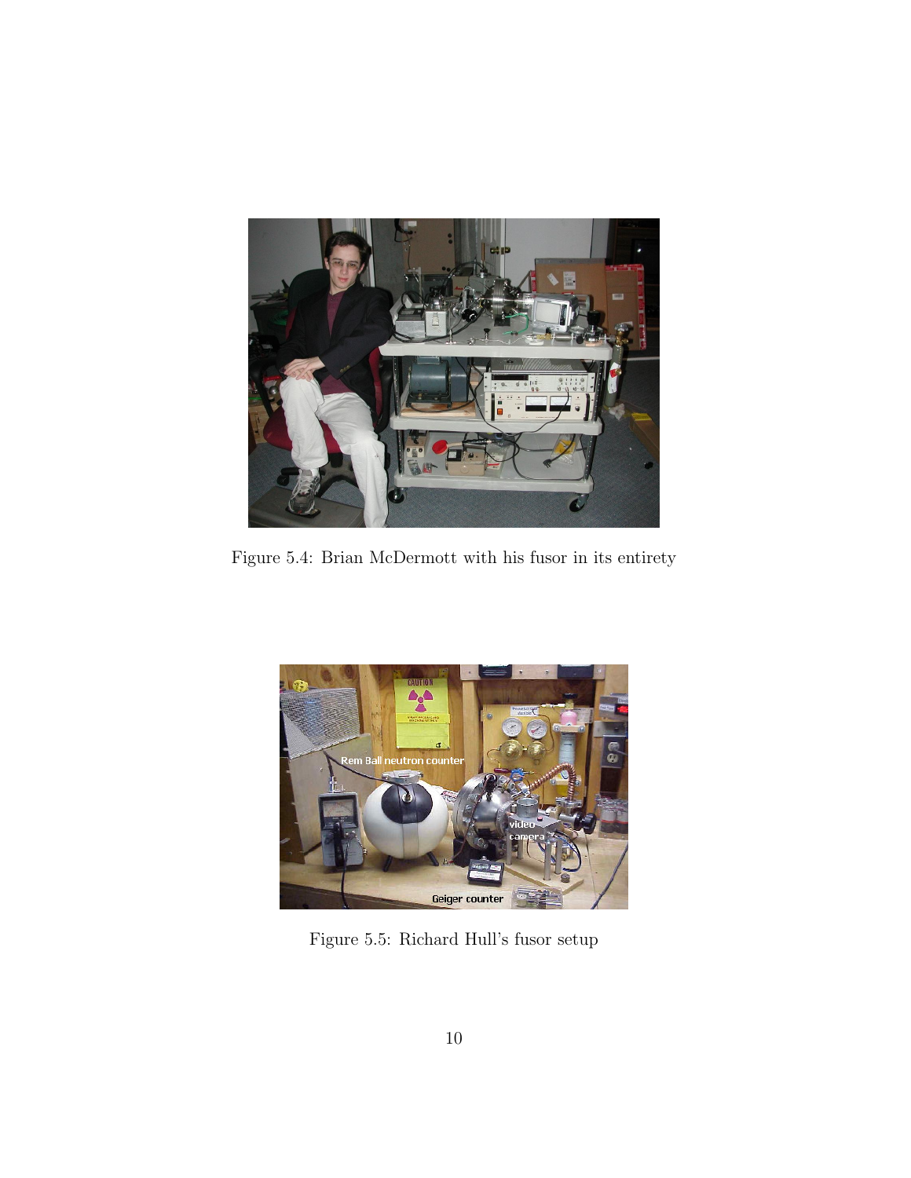Figure 5.4: Brian McDermott with his fusor in its entirety

Figure 5.5: Richard Hull's fusor setup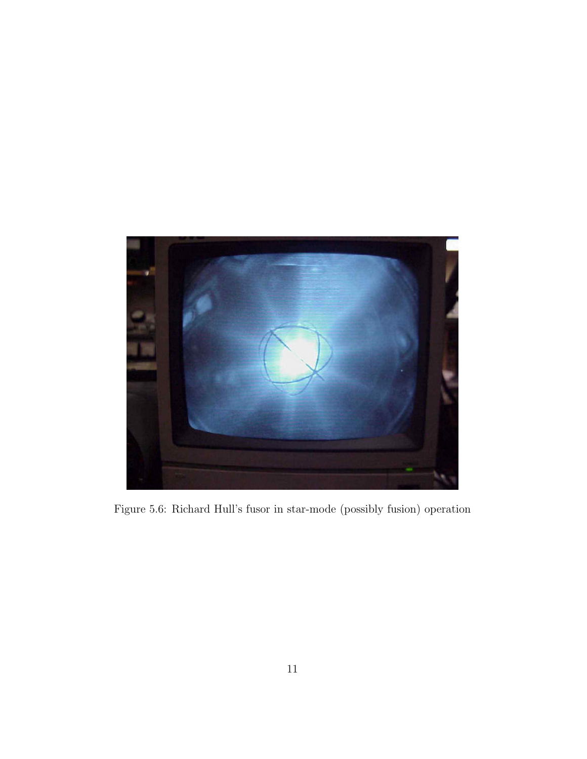Figure 5.6: Richard Hull's fusor in star-mode (possibly fusion) operation